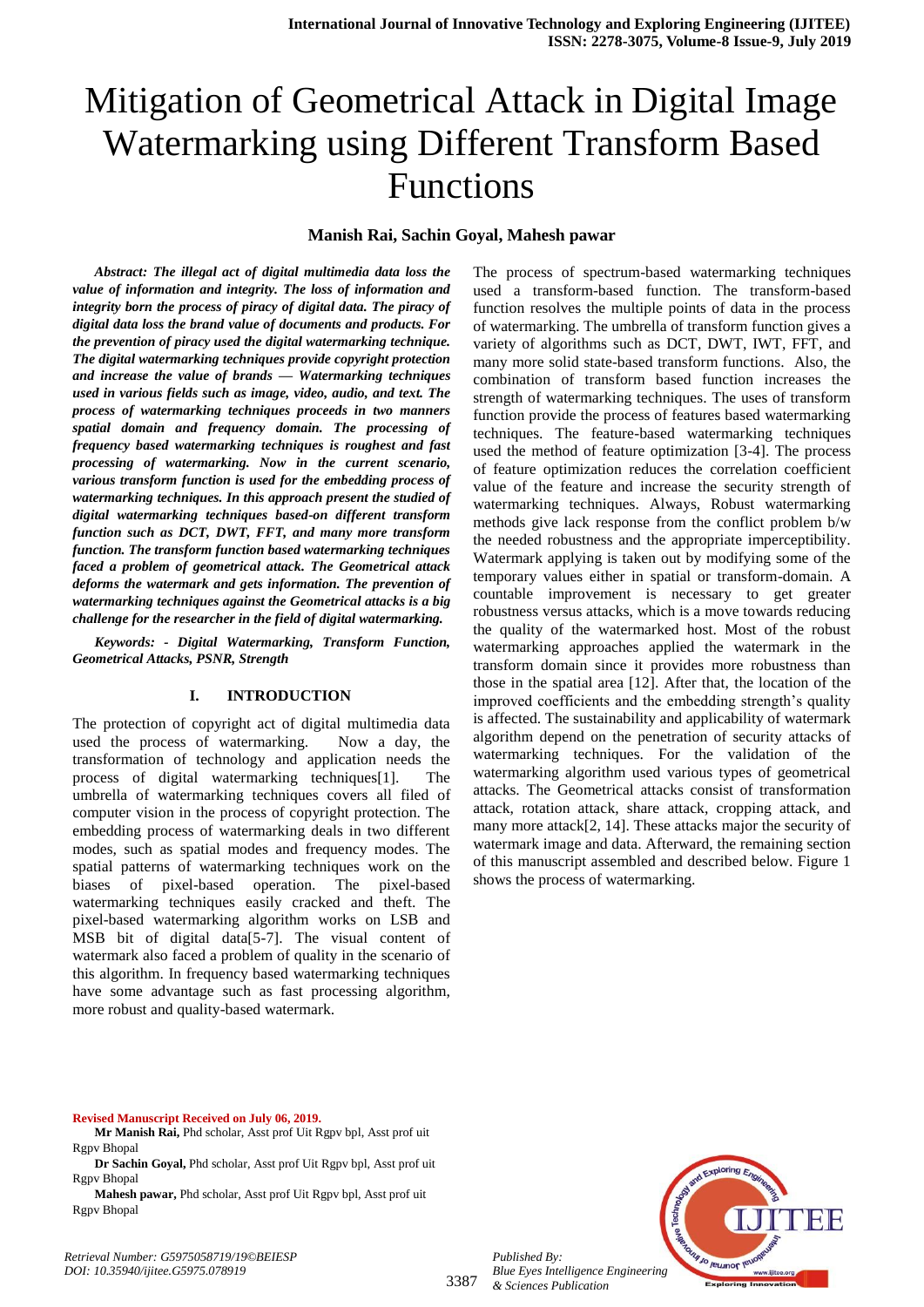# Mitigation of Geometrical Attack in Digital Image Watermarking using Different Transform Based Functions

**Manish Rai, Sachin Goyal, Mahesh pawar**

***Abstract: The illegal act of digital multimedia data loss the value of information and integrity. The loss of information and integrity born the process of piracy of digital data. The piracy of digital data loss the brand value of documents and products. For the prevention of piracy used the digital watermarking technique. The digital watermarking techniques provide copyright protection and increase the value of brands — Watermarking techniques used in various fields such as image, video, audio, and text. The process of watermarking techniques proceeds in two manners spatial domain and frequency domain. The processing of frequency based watermarking techniques is roughest and fast processing of watermarking. Now in the current scenario, various transform function is used for the embedding process of watermarking techniques. In this approach present the studied of digital watermarking techniques based-on different transform function such as DCT, DWT, FFT, and many more transform function. The transform function based watermarking techniques faced a problem of geometrical attack. The Geometrical attack deforms the watermark and gets information. The prevention of watermarking techniques against the Geometrical attacks is a big challenge for the researcher in the field of digital watermarking.***

***Keywords: - Digital Watermarking, Transform Function, Geometrical Attacks, PSNR, Strength***

## I. INTRODUCTION

The protection of copyright act of digital multimedia data used the process of watermarking. Now a day, the transformation of technology and application needs the process of digital watermarking techniques[1]. The umbrella of watermarking techniques covers all filed of computer vision in the process of copyright protection. The embedding process of watermarking deals in two different modes, such as spatial modes and frequency modes. The spatial patterns of watermarking techniques work on the biases of pixel-based operation. The pixel-based watermarking techniques easily cracked and theft. The pixel-based watermarking algorithm works on LSB and MSB bit of digital data[5-7]. The visual content of watermark also faced a problem of quality in the scenario of this algorithm. In frequency based watermarking techniques have some advantage such as fast processing algorithm, more robust and quality-based watermark.

The process of spectrum-based watermarking techniques used a transform-based function. The transform-based function resolves the multiple points of data in the process of watermarking. The umbrella of transform function gives a variety of algorithms such as DCT, DWT, IWT, FFT, and many more solid state-based transform functions. Also, the combination of transform based function increases the strength of watermarking techniques. The uses of transform function provide the process of features based watermarking techniques. The feature-based watermarking techniques used the method of feature optimization [3-4]. The process of feature optimization reduces the correlation coefficient value of the feature and increase the security strength of watermarking techniques. Always, Robust watermarking methods give lack response from the conflict problem b/w the needed robustness and the appropriate imperceptibility. Watermark applying is taken out by modifying some of the temporary values either in spatial or transform-domain. A countable improvement is necessary to get greater robustness versus attacks, which is a move towards reducing the quality of the watermarked host. Most of the robust watermarking approaches applied the watermark in the transform domain since it provides more robustness than those in the spatial area [12]. After that, the location of the improved coefficients and the embedding strength's quality is affected. The sustainability and applicability of watermark algorithm depend on the penetration of security attacks of watermarking techniques. For the validation of the watermarking algorithm used various types of geometrical attacks. The Geometrical attacks consist of transformation attack, rotation attack, share attack, cropping attack, and many more attack[2, 14]. These attacks major the security of watermark image and data. Afterward, the remaining section of this manuscript assembled and described below. Figure 1 shows the process of watermarking.

**Revised Manuscript Received on July 06, 2019.**

**Mr Manish Rai,** Phd scholar, Asst prof Uit Rgpv bpl, Asst prof uit Rgpv Bhopal

**Dr Sachin Goyal,** Phd scholar, Asst prof Uit Rgpv bpl, Asst prof uit Rgpv Bhopal

**Mahesh pawar,** Phd scholar, Asst prof Uit Rgpv bpl, Asst prof uit Rgpv Bhopal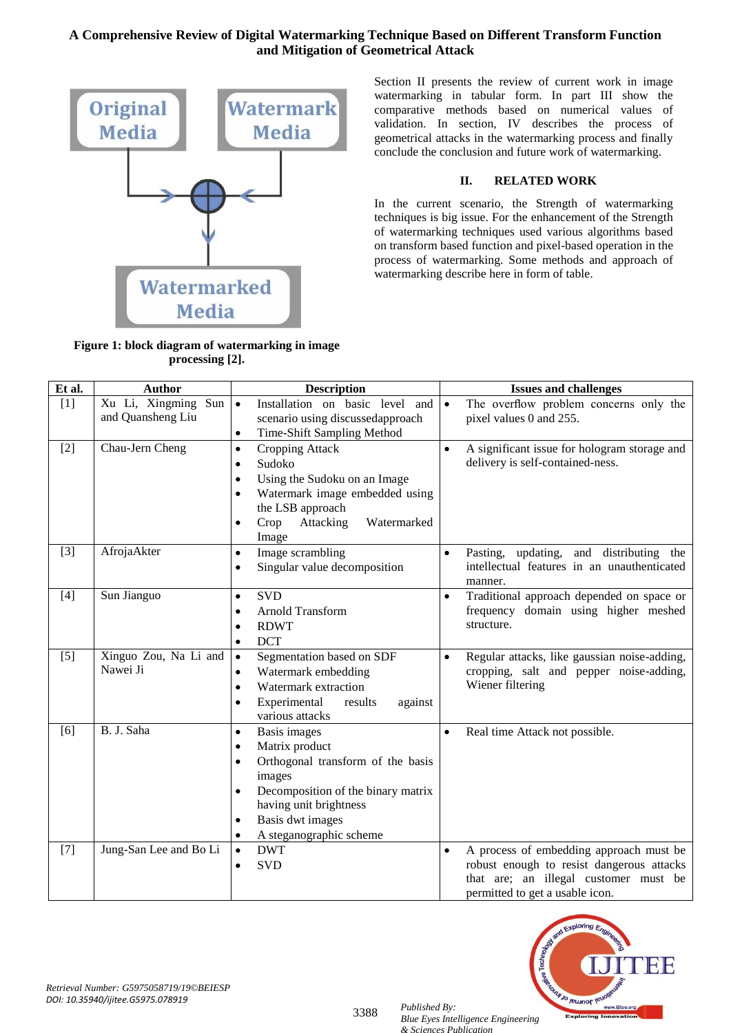Figure 1: block diagram of watermarking in image processing [2].

Section II presents the review of current work in image watermarking in tabular form. In part III show the comparative methods based on numerical values of validation. In section, IV describes the process of geometrical attacks in the watermarking process and finally conclude the conclusion and future work of watermarking.

## II. RELATED WORK

In the current scenario, the Strength of watermarking techniques is big issue. For the enhancement of the Strength of watermarking techniques used various algorithms based on transform based function and pixel-based operation in the process of watermarking. Some methods and approach of watermarking describe here in form of table.

| Et al. | Author | Description | Issues and challenges |
|---|---|---|---|
| [1] | Xu Li, Xingming Sun and Quansheng Liu | • Installation on basic level and scenario using discussedapproach<br>• Time-Shift Sampling Method | • The overflow problem concerns only the pixel values 0 and 255. |
| [2] | Chau-Jern Cheng | • Cropping Attack<br>• Sudoko<br>• Using the Sudoku on an Image<br>• Watermark image embedded using the LSB approach<br>• Crop Attacking Watermarked Image | • A significant issue for hologram storage and delivery is self-contained-ness. |
| [3] | AfrojaAkter | • Image scrambling<br>• Singular value decomposition | • Pasting, updating, and distributing the intellectual features in an unauthenticated manner. |
| [4] | Sun Jianguo | • SVD<br>• Arnold Transform<br>• RDWT<br>• DCT | • Traditional approach depended on space or frequency domain using higher meshed structure. |
| [5] | Xinguo Zou, Na Li and Nawei Ji | • Segmentation based on SDF<br>• Watermark embedding<br>• Watermark extraction<br>• Experimental results against various attacks | • Regular attacks, like gaussian noise-adding, cropping, salt and pepper noise-adding, Wiener filtering |
| [6] | B. J. Saha | • Basis images<br>• Matrix product<br>• Orthogonal transform of the basis images<br>• Decomposition of the binary matrix having unit brightness<br>• Basis dwt images<br>• A steganographic scheme | • Real time Attack not possible. |
| [7] | Jung-San Lee and Bo Li | • DWT<br>• SVD | • A process of embedding approach must be robust enough to resist dangerous attacks that are; an illegal customer must be permitted to get a usable icon. |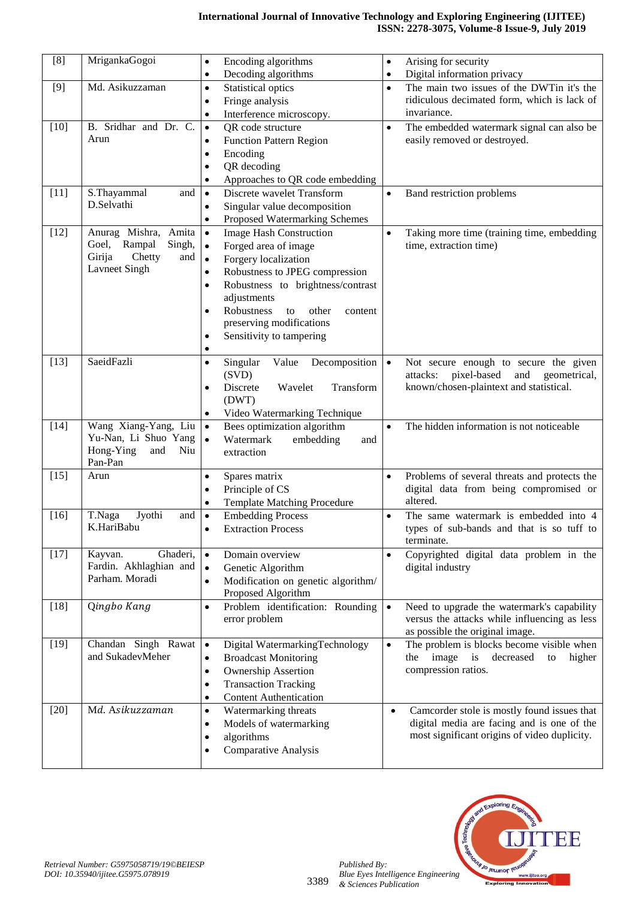| [8] | MrigankaGogoi | • Encoding algorithms<br>• Decoding algorithms | • Arising for security<br>• Digital information privacy |
|---|---|---|---|
| [9] | Md. Asikuzzaman | • Statistical optics<br>• Fringe analysis<br>• Interference microscopy. | • The main two issues of the DWTin it's the ridiculous decimated form, which is lack of invariance. |
| [10] | B. Sridhar and Dr. C. Arun | • QR code structure<br>• Function Pattern Region<br>• Encoding<br>• QR decoding<br>• Approaches to QR code embedding | • The embedded watermark signal can also be easily removed or destroyed. |
| [11] | S.Thayammal and D.Selvathi | • Discrete wavelet Transform<br>• Singular value decomposition<br>• Proposed Watermarking Schemes | • Band restriction problems |
| [12] | Anurag Mishra, Amita Goel, Rampal Singh, Girija Chetty and Lavneet Singh | • Image Hash Construction<br>• Forged area of image<br>• Forgery localization<br>• Robustness to JPEG compression<br>• Robustness to brightness/contrast adjustments<br>• Robustness to other content preserving modifications<br>• Sensitivity to tampering<br>• | • Taking more time (training time, embedding time, extraction time) |
| [13] | SaeidFazli | • Singular Value Decomposition (SVD)<br>• Discrete Wavelet Transform (DWT)<br>• Video Watermarking Technique | • Not secure enough to secure the given attacks: pixel-based and geometrical, known/chosen-plaintext and statistical. |
| [14] | Wang Xiang-Yang, Liu Yu-Nan, Li Shuo Yang Hong-Ying and Niu Pan-Pan | • Bees optimization algorithm<br>• Watermark embedding and extraction | • The hidden information is not noticeable |
| [15] | Arun | • Spares matrix<br>• Principle of CS<br>• Template Matching Procedure | • Problems of several threats and protects the digital data from being compromised or altered. |
| [16] | T.Naga Jyothi and K.HariBabu | • Embedding Process<br>• Extraction Process | • The same watermark is embedded into 4 types of sub-bands and that is so tuff to terminate. |
| [17] | Kayvan. Ghaderi, Fardin. Akhlaghian and Parham. Moradi | • Domain overview<br>• Genetic Algorithm<br>• Modification on genetic algorithm/ Proposed Algorithm | • Copyrighted digital data problem in the digital industry |
| [18] | Qingbo Kang | • Problem identification: Rounding error problem | • Need to upgrade the watermark's capability versus the attacks while influencing as less as possible the original image. |
| [19] | Chandan Singh Rawat and SukadevMeher | • Digital WatermarkingTechnology<br>• Broadcast Monitoring<br>• Ownership Assertion<br>• Transaction Tracking<br>• Content Authentication | • The problem is blocks become visible when the image is decreased to higher compression ratios. |
| [20] | Md. Asikuzzaman | • Watermarking threats<br>• Models of watermarking<br>• algorithms<br>• Comparative Analysis | • Camcorder stole is mostly found issues that digital media are facing and is one of the most significant origins of video duplicity. |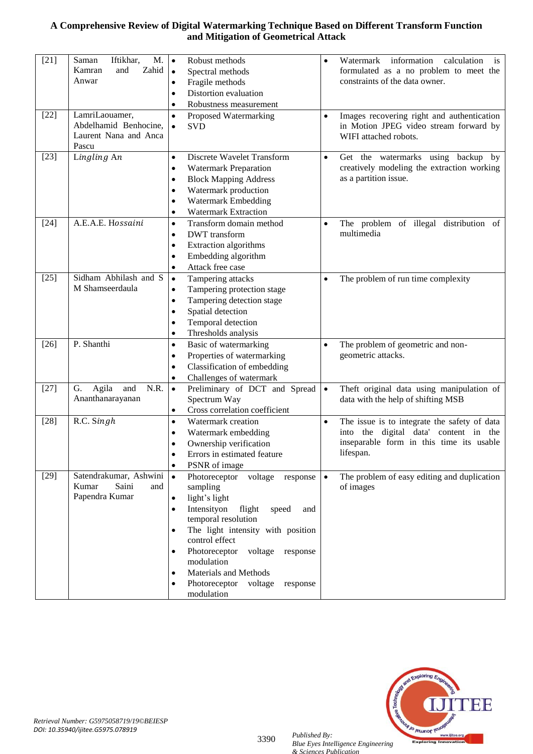| [21] | Saman Iftikhar, M. Kamran and Zahid Anwar | • Robust methods<br>• Spectral methods<br>• Fragile methods<br>• Distortion evaluation<br>• Robustness measurement | • Watermark information calculation is formulated as a no problem to meet the constraints of the data owner. |
|---|---|---|---|
| [22] | LamriLaouamer, Abdelhamid Benhocine, Laurent Nana and Anca Pascu | • Proposed Watermarking<br>• SVD | • Images recovering right and authentication in Motion JPEG video stream forward by WIFI attached robots. |
| [23] | Lingling An | • Discrete Wavelet Transform<br>• Watermark Preparation<br>• Block Mapping Address<br>• Watermark production<br>• Watermark Embedding<br>• Watermark Extraction | • Get the watermarks using backup by creatively modeling the extraction working as a partition issue. |
| [24] | A.E.A.E. Hossaini | • Transform domain method<br>• DWT transform<br>• Extraction algorithms<br>• Embedding algorithm<br>• Attack free case | • The problem of illegal distribution of multimedia |
| [25] | Sidham Abhilash and S M Shamseerdaula | • Tampering attacks<br>• Tampering protection stage<br>• Tampering detection stage<br>• Spatial detection<br>• Temporal detection<br>• Thresholds analysis | • The problem of run time complexity |
| [26] | P. Shanthi | • Basic of watermarking<br>• Properties of watermarking<br>• Classification of embedding<br>• Challenges of watermark | • The problem of geometric and non-geometric attacks. |
| [27] | G. Agila and N.R. Ananthanarayanan | • Preliminary of DCT and Spread Spectrum Way<br>• Cross correlation coefficient | • Theft original data using manipulation of data with the help of shifting MSB |
| [28] | R.C. Singh | • Watermark creation<br>• Watermark embedding<br>• Ownership verification<br>• Errors in estimated feature<br>• PSNR of image | • The issue is to integrate the safety of data into the digital data' content in the inseparable form in this time its usable lifespan. |
| [29] | Satendrakumar, Ashwini Kumar Saini and Papendra Kumar | • Photoreceptor voltage response sampling<br>• light's light<br>• Intensityon flight speed and temporal resolution<br>• The light intensity with position control effect<br>• Photoreceptor voltage response modulation<br>• Materials and Methods<br>• Photoreceptor voltage response modulation | • The problem of easy editing and duplication of images |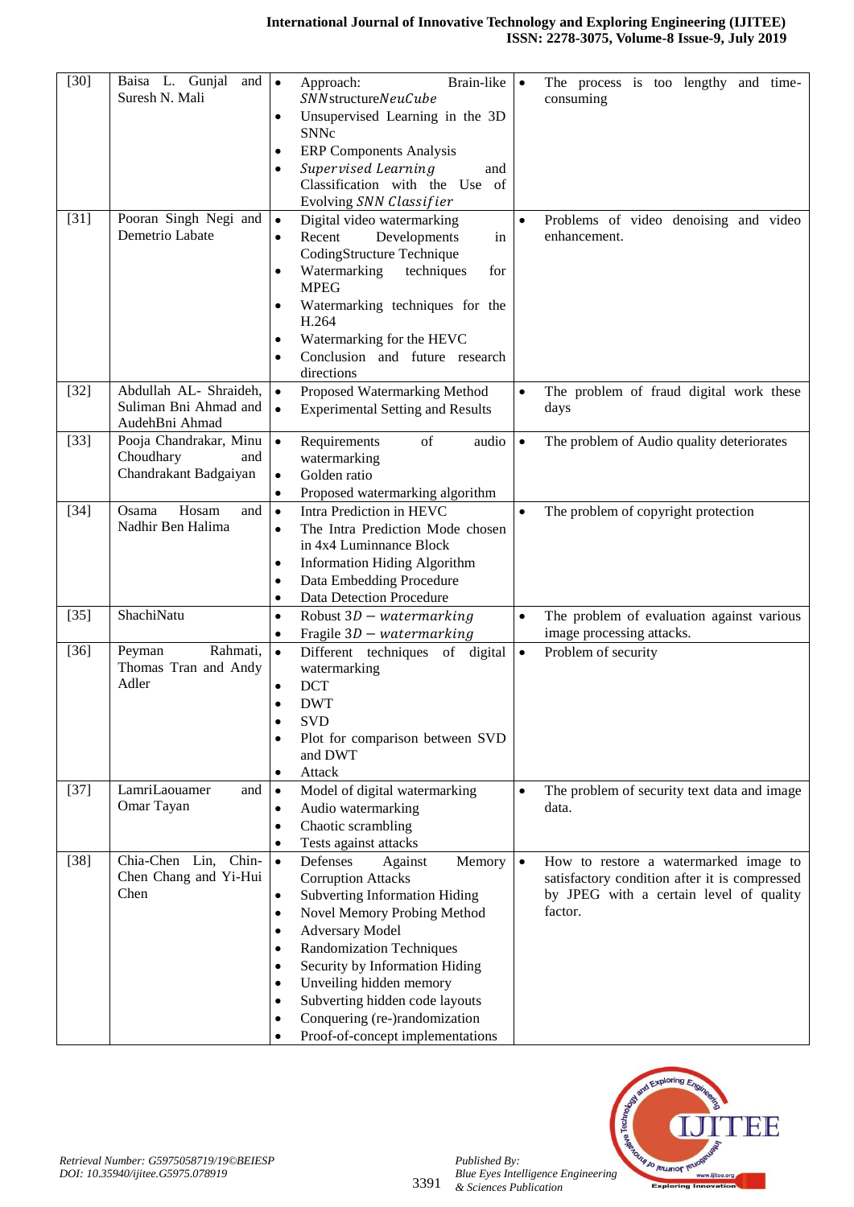| [30] | Baisa L. Gunjal and Suresh N. Mali | • Approach: Brain-like *SNN*structure*NeuCube*<br>• Unsupervised Learning in the 3D SNNc<br>• ERP Components Analysis<br>• *Supervised Learning* and Classification with the Use of Evolving *SNN Classifier* | • The process is too lengthy and time-consuming |
|---|---|---|---|
| [31] | Pooran Singh Negi and Demetrio Labate | • Digital video watermarking<br>• Recent Developments in CodingStructure Technique<br>• Watermarking techniques for MPEG<br>• Watermarking techniques for the H.264<br>• Watermarking for the HEVC<br>• Conclusion and future research directions | • Problems of video denoising and video enhancement. |
| [32] | Abdullah AL- Shraideh, Suliman Bni Ahmad and AudehBni Ahmad | • Proposed Watermarking Method<br>• Experimental Setting and Results | • The problem of fraud digital work these days |
| [33] | Pooja Chandrakar, Minu Choudhary and Chandrakant Badgaiyan | • Requirements of audio watermarking<br>• Golden ratio<br>• Proposed watermarking algorithm | • The problem of Audio quality deteriorates |
| [34] | Osama Hosam and Nadhir Ben Halima | • Intra Prediction in HEVC<br>• The Intra Prediction Mode chosen in 4x4 Luminnance Block<br>• Information Hiding Algorithm<br>• Data Embedding Procedure<br>• Data Detection Procedure | • The problem of copyright protection |
| [35] | ShachiNatu | • Robust $3D - watermarking$<br>• Fragile $3D - watermarking$ | • The problem of evaluation against various image processing attacks. |
| [36] | Peyman Rahmati, Thomas Tran and Andy Adler | • Different techniques of digital watermarking<br>• DCT<br>• DWT<br>• SVD<br>• Plot for comparison between SVD and DWT<br>• Attack | • Problem of security |
| [37] | LamriLaouamer and Omar Tayan | • Model of digital watermarking<br>• Audio watermarking<br>• Chaotic scrambling<br>• Tests against attacks | • The problem of security text data and image data. |
| [38] | Chia-Chen Lin, Chin-Chen Chang and Yi-Hui Chen | • Defenses Against Memory Corruption Attacks<br>• Subverting Information Hiding<br>• Novel Memory Probing Method<br>• Adversary Model<br>• Randomization Techniques<br>• Security by Information Hiding<br>• Unveiling hidden memory<br>• Subverting hidden code layouts<br>• Conquering (re-)randomization<br>• Proof-of-concept implementations | • How to restore a watermarked image to satisfactory condition after it is compressed by JPEG with a certain level of quality factor. |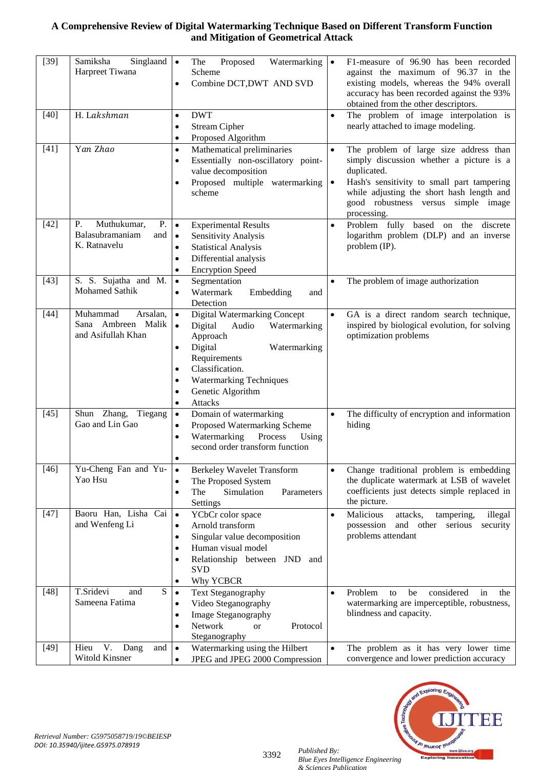| [39] | Samiksha Singlaand Harpreet Tiwana | • The Proposed Watermarking Scheme<br>• Combine DCT,DWT AND SVD | • F1-measure of 96.90 has been recorded against the maximum of 96.37 in the existing models, whereas the 94% overall accuracy has been recorded against the 93% obtained from the other descriptors. |
|---|---|---|---|
| [40] | H. Lakshman | • DWT<br>• Stream Cipher<br>• Proposed Algorithm | • The problem of image interpolation is nearly attached to image modeling. |
| [41] | Yan Zhao | • Mathematical preliminaries<br>• Essentially non-oscillatory point-value decomposition<br>• Proposed multiple watermarking scheme | • The problem of large size address than simply discussion whether a picture is a duplicated.<br>• Hash's sensitivity to small part tampering while adjusting the short hash length and good robustness versus simple image processing. |
| [42] | P. Muthukumar, P. Balasubramaniam and K. Ratnavelu | • Experimental Results<br>• Sensitivity Analysis<br>• Statistical Analysis<br>• Differential analysis<br>• Encryption Speed | • Problem fully based on the discrete logarithm problem (DLP) and an inverse problem (IP). |
| [43] | S. S. Sujatha and M. Mohamed Sathik | • Segmentation<br>• Watermark Embedding and Detection | • The problem of image authorization |
| [44] | Muhammad Arsalan, Sana Ambreen Malik and Asifullah Khan | • Digital Watermarking Concept<br>• Digital Audio Watermarking Approach<br>• Digital Watermarking Requirements<br>• Classification.<br>• Watermarking Techniques<br>• Genetic Algorithm<br>• Attacks | • GA is a direct random search technique, inspired by biological evolution, for solving optimization problems |
| [45] | Shun Zhang, Tiegang Gao and Lin Gao | • Domain of watermarking<br>• Proposed Watermarking Scheme<br>• Watermarking Process Using second order transform function<br>• | • The difficulty of encryption and information hiding |
| [46] | Yu-Cheng Fan and Yu-Yao Hsu | • Berkeley Wavelet Transform<br>• The Proposed System<br>• The Simulation Parameters Settings | • Change traditional problem is embedding the duplicate watermark at LSB of wavelet coefficients just detects simple replaced in the picture. |
| [47] | Baoru Han, Lisha Cai and Wenfeng Li | • YCbCr color space<br>• Arnold transform<br>• Singular value decomposition<br>• Human visual model<br>• Relationship between JND and SVD<br>• Why YCBCR | • Malicious attacks, tampering, illegal possession and other serious security problems attendant |
| [48] | T.Sridevi and S Sameena Fatima | • Text Steganography<br>• Video Steganography<br>• Image Steganography<br>• Network or Protocol Steganography | • Problem to be considered in the watermarking are imperceptible, robustness, blindness and capacity. |
| [49] | Hieu V. Dang and Witold Kinsner | • Watermarking using the Hilbert<br>• JPEG and JPEG 2000 Compression | • The problem as it has very lower time convergence and lower prediction accuracy |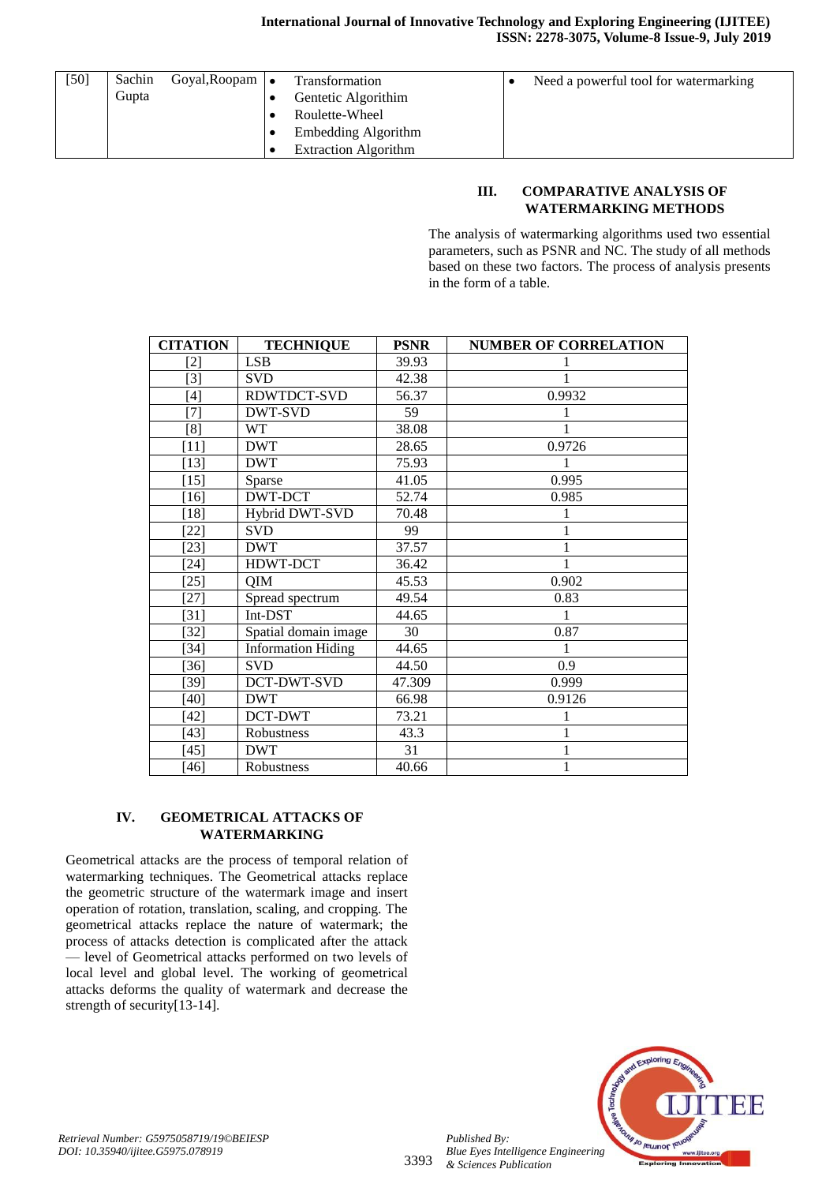| [50] | Sachin Goyal,Roopam Gupta | • Transformation<br>• Gentetic Algorithm<br>• Roulette-Wheel<br>• Embedding Algorithm<br>• Extraction Algorithm | • Need a powerful tool for watermarking |
|---|---|---|---|

## III. COMPARATIVE ANALYSIS OF WATERMARKING METHODS

The analysis of watermarking algorithms used two essential parameters, such as PSNR and NC. The study of all methods based on these two factors. The process of analysis presents in the form of a table.

| CITATION | TECHNIQUE | PSNR | NUMBER OF CORRELATION |
|---|---|---|---|
| [2] | LSB | 39.93 | 1 |
| [3] | SVD | 42.38 | 1 |
| [4] | RDWTDCT-SVD | 56.37 | 0.9932 |
| [7] | DWT-SVD | 59 | 1 |
| [8] | WT | 38.08 | 1 |
| [11] | DWT | 28.65 | 0.9726 |
| [13] | DWT | 75.93 | 1 |
| [15] | Sparse | 41.05 | 0.995 |
| [16] | DWT-DCT | 52.74 | 0.985 |
| [18] | Hybrid DWT-SVD | 70.48 | 1 |
| [22] | SVD | 99 | 1 |
| [23] | DWT | 37.57 | 1 |
| [24] | HDWT-DCT | 36.42 | 1 |
| [25] | QIM | 45.53 | 0.902 |
| [27] | Spread spectrum | 49.54 | 0.83 |
| [31] | Int-DST | 44.65 | 1 |
| [32] | Spatial domain image | 30 | 0.87 |
| [34] | Information Hiding | 44.65 | 1 |
| [36] | SVD | 44.50 | 0.9 |
| [39] | DCT-DWT-SVD | 47.309 | 0.999 |
| [40] | DWT | 66.98 | 0.9126 |
| [42] | DCT-DWT | 73.21 | 1 |
| [43] | Robustness | 43.3 | 1 |
| [45] | DWT | 31 | 1 |
| [46] | Robustness | 40.66 | 1 |

## IV. GEOMETRICAL ATTACKS OF WATERMARKING

Geometrical attacks are the process of temporal relation of watermarking techniques. The Geometrical attacks replace the geometric structure of the watermark image and insert operation of rotation, translation, scaling, and cropping. The geometrical attacks replace the nature of watermark; the process of attacks detection is complicated after the attack — level of Geometrical attacks performed on two levels of local level and global level. The working of geometrical attacks deforms the quality of watermark and decrease the strength of security[13-14].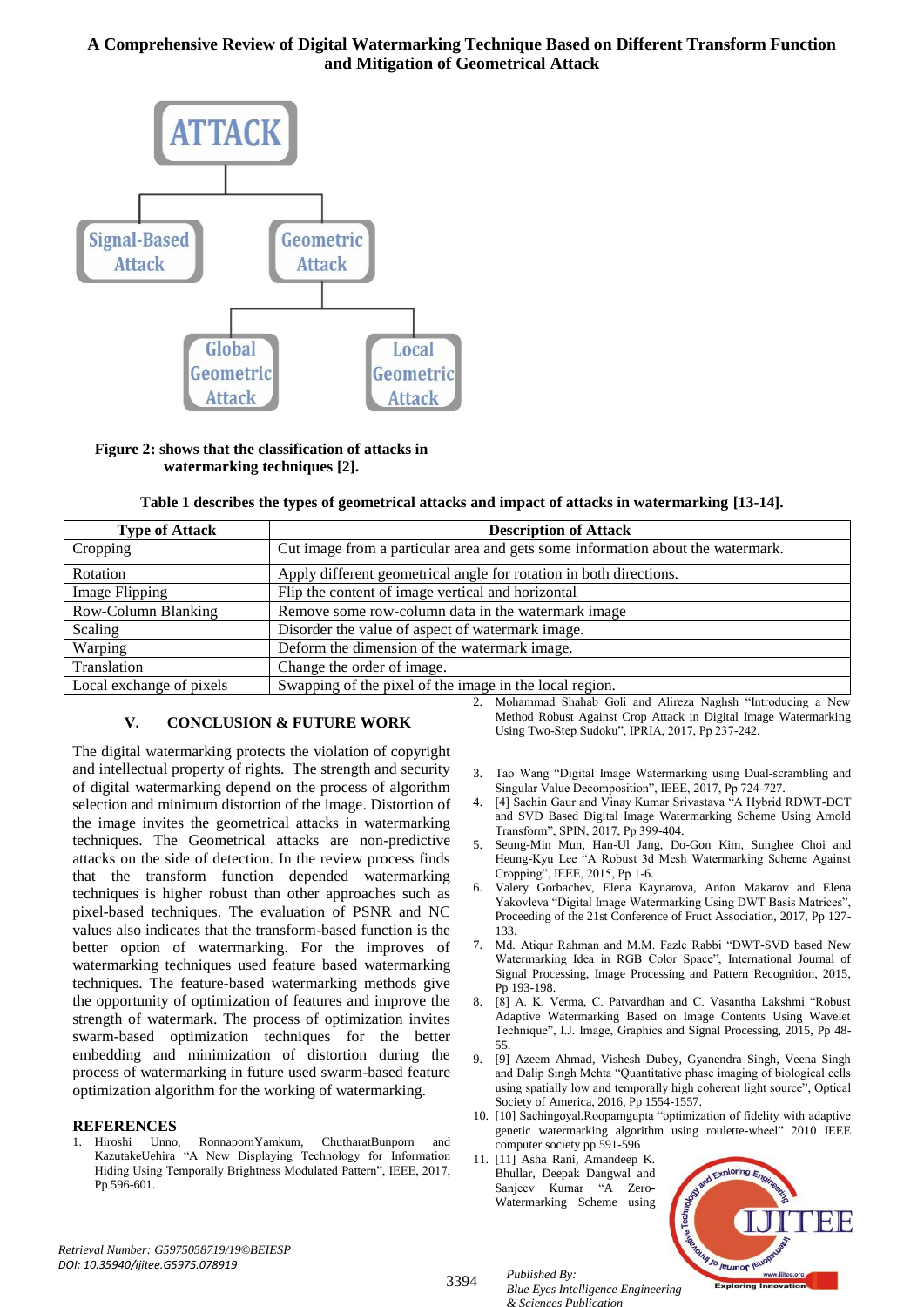ATTACK

Signal-Based Attack

Geometric Attack

Global Geometric Attack

Local Geometric Attack

**Figure 2: shows that the classification of attacks in watermarking techniques [2].**

**Table 1 describes the types of geometrical attacks and impact of attacks in watermarking [13-14].**

| Type of Attack | Description of Attack |
|---|---|
| Cropping | Cut image from a particular area and gets some information about the watermark. |
| Rotation | Apply different geometrical angle for rotation in both directions. |
| Image Flipping | Flip the content of image vertical and horizontal |
| Row-Column Blanking | Remove some row-column data in the watermark image |
| Scaling | Disorder the value of aspect of watermark image. |
| Warping | Deform the dimension of the watermark image. |
| Translation | Change the order of image. |
| Local exchange of pixels | Swapping of the pixel of the image in the local region. |

## V. CONCLUSION & FUTURE WORK

The digital watermarking protects the violation of copyright and intellectual property of rights. The strength and security of digital watermarking depend on the process of algorithm selection and minimum distortion of the image. Distortion of the image invites the geometrical attacks in watermarking techniques. The Geometrical attacks are non-predictive attacks on the side of detection. In the review process finds that the transform function depended watermarking techniques is higher robust than other approaches such as pixel-based techniques. The evaluation of PSNR and NC values also indicates that the transform-based function is the better option of watermarking. For the improves of watermarking techniques used feature based watermarking techniques. The feature-based watermarking methods give the opportunity of optimization of features and improve the strength of watermark. The process of optimization invites swarm-based optimization techniques for the better embedding and minimization of distortion during the process of watermarking in future used swarm-based feature optimization algorithm for the working of watermarking.

## REFERENCES

1. Hiroshi Unno, RonnapornYamkum, ChutharatBunporn and KazutakeUehira "A New Displaying Technology for Information Hiding Using Temporally Brightness Modulated Pattern", IEEE, 2017, Pp 596-601.
2. Mohammad Shahab Goli and Alireza Naghsh "Introducing a New Method Robust Against Crop Attack in Digital Image Watermarking Using Two-Step Sudoku", IPRIA, 2017, Pp 237-242.
3. Tao Wang "Digital Image Watermarking using Dual-scrambling and Singular Value Decomposition", IEEE, 2017, Pp 724-727.
4. [4] Sachin Gaur and Vinay Kumar Srivastava "A Hybrid RDWT-DCT and SVD Based Digital Image Watermarking Scheme Using Arnold Transform", SPIN, 2017, Pp 399-404.
5. Seung-Min Mun, Han-Ul Jang, Do-Gon Kim, Sunghee Choi and Heung-Kyu Lee "A Robust 3d Mesh Watermarking Scheme Against Cropping", IEEE, 2015, Pp 1-6.
6. Valery Gorbachev, Elena Kaynarova, Anton Makarov and Elena Yakovleva "Digital Image Watermarking Using DWT Basis Matrices", Proceeding of the 21st Conference of Fruct Association, 2017, Pp 127-133.
7. Md. Atiqur Rahman and M.M. Fazle Rabbi "DWT-SVD based New Watermarking Idea in RGB Color Space", International Journal of Signal Processing, Image Processing and Pattern Recognition, 2015, Pp 193-198.
8. [8] A. K. Verma, C. Patvardhan and C. Vasantha Lakshmi "Robust Adaptive Watermarking Based on Image Contents Using Wavelet Technique", I.J. Image, Graphics and Signal Processing, 2015, Pp 48-55.
9. [9] Azeem Ahmad, Vishesh Dubey, Gyanendra Singh, Veena Singh and Dalip Singh Mehta "Quantitative phase imaging of biological cells using spatially low and temporally high coherent light source", Optical Society of America, 2016, Pp 1554-1557.
10. [10] Sachingoyal,Roopamgupta "optimization of fidelity with adaptive genetic watermarking algorithm using roulette-wheel" 2010 IEEE computer society pp 591-596
11. [11] Asha Rani, Amandeep K. Bhullar, Deepak Dangwal and Sanjeev Kumar "A Zero-Watermarking Scheme using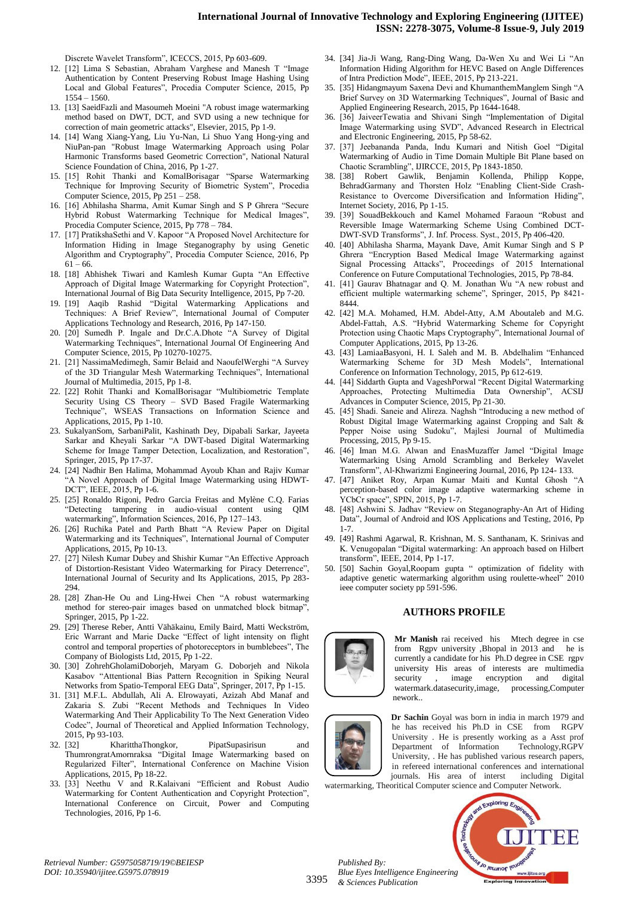Discrete Wavelet Transform", ICECCS, 2015, Pp 603-609.

12. [12] Lima S Sebastian, Abraham Varghese and Manesh T "Image Authentication by Content Preserving Robust Image Hashing Using Local and Global Features", Procedia Computer Science, 2015, Pp 1554 – 1560.
13. [13] SaeidFazli and Masoumeh Moeini "A robust image watermarking method based on DWT, DCT, and SVD using a new technique for correction of main geometric attacks", Elsevier, 2015, Pp 1-9.
14. [14] Wang Xiang-Yang, Liu Yu-Nan, Li Shuo Yang Hong-ying and NiuPan-pan "Robust Image Watermarking Approach using Polar Harmonic Transforms based Geometric Correction", National Natural Science Foundation of China, 2016, Pp 1-27.
15. [15] Rohit Thanki and KomalBorisagar "Sparse Watermarking Technique for Improving Security of Biometric System", Procedia Computer Science, 2015, Pp 251 – 258.
16. [16] Abhilasha Sharma, Amit Kumar Singh and S P Ghrera "Secure Hybrid Robust Watermarking Technique for Medical Images", Procedia Computer Science, 2015, Pp 778 – 784.
17. [17] PratikshaSethi and V. Kapoor "A Proposed Novel Architecture for Information Hiding in Image Steganography by using Genetic Algorithm and Cryptography", Procedia Computer Science, 2016, Pp 61 – 66.
18. [18] Abhishek Tiwari and Kamlesh Kumar Gupta "An Effective Approach of Digital Image Watermarking for Copyright Protection", International Journal of Big Data Security Intelligence, 2015, Pp 7-20.
19. [19] Aaqib Rashid "Digital Watermarking Applications and Techniques: A Brief Review", International Journal of Computer Applications Technology and Research, 2016, Pp 147-150.
20. [20] Sumedh P. Ingale and Dr.C.A.Dhote "A Survey of Digital Watermarking Techniques", International Journal Of Engineering And Computer Science, 2015, Pp 10270-10275.
21. [21] NassimaMedimegh, Samir Belaid and NaoufelWerghi "A Survey of the 3D Triangular Mesh Watermarking Techniques", International Journal of Multimedia, 2015, Pp 1-8.
22. [22] Rohit Thanki and KomalBorisagar "Multibiometric Template Security Using CS Theory – SVD Based Fragile Watermarking Technique", WSEAS Transactions on Information Science and Applications, 2015, Pp 1-10.
23. SukalyanSom, SarbaniPalit, Kashinath Dey, Dipabali Sarkar, Jayeeta Sarkar and Kheyali Sarkar "A DWT-based Digital Watermarking Scheme for Image Tamper Detection, Localization, and Restoration", Springer, 2015, Pp 17-37.
24. [24] Nadhir Ben Halima, Mohammad Ayoub Khan and Rajiv Kumar "A Novel Approach of Digital Image Watermarking using HDWT-DCT", IEEE, 2015, Pp 1-6.
25. [25] Ronaldo Rigoni, Pedro Garcia Freitas and Mylène C.Q. Farias "Detecting tampering in audio-visual content using QIM watermarking", Information Sciences, 2016, Pp 127–143.
26. [26] Ruchika Patel and Parth Bhatt "A Review Paper on Digital Watermarking and its Techniques", International Journal of Computer Applications, 2015, Pp 10-13.
27. [27] Nilesh Kumar Dubey and Shishir Kumar "An Effective Approach of Distortion-Resistant Video Watermarking for Piracy Deterrence", International Journal of Security and Its Applications, 2015, Pp 283-294.
28. [28] Zhan-He Ou and Ling-Hwei Chen "A robust watermarking method for stereo-pair images based on unmatched block bitmap", Springer, 2015, Pp 1-22.
29. [29] Therese Reber, Antti Vähäkainu, Emily Baird, Matti Weckström, Eric Warrant and Marie Dacke "Effect of light intensity on flight control and temporal properties of photoreceptors in bumblebees", The Company of Biologists Ltd, 2015, Pp 1-22.
30. [30] ZohrehGholamiDoborjeh, Maryam G. Doborjeh and Nikola Kasabov "Attentional Bias Pattern Recognition in Spiking Neural Networks from Spatio-Temporal EEG Data", Springer, 2015, Pp 1-15.
31. [31] M.F.L. Abdullah, Ali A. Elrowayati, Azizah Abd Manaf and Zakaria S. Zubi "Recent Methods and Techniques In Video Watermarking And Their Applicability To The Next Generation Video Codec", Journal of Theoretical and Applied Information Technology, 2015, Pp 93-103.
32. [32] KharitthaThongkor, PipatSupasirisun and ThumrongratAmornraksa "Digital Image Watermarking based on Regularized Filter", International Conference on Machine Vision Applications, 2015, Pp 18-22.
33. [33] Neethu V and R.Kalaivani "Efficient and Robust Audio Watermarking for Content Authentication and Copyright Protection", International Conference on Circuit, Power and Computing Technologies, 2016, Pp 1-6.
34. [34] Jia-Ji Wang, Rang-Ding Wang, Da-Wen Xu and Wei Li "An Information Hiding Algorithm for HEVC Based on Angle Differences of Intra Prediction Mode", IEEE, 2015, Pp 213-221.
35. [35] Hidangmayum Saxena Devi and KhumanthemManglem Singh "A Brief Survey on 3D Watermarking Techniques", Journal of Basic and Applied Engineering Research, 2015, Pp 1644-1648.
36. [36] JaiveerTewatia and Shivani Singh "Implementation of Digital Image Watermarking using SVD", Advanced Research in Electrical and Electronic Engineering, 2015, Pp 58-62.
37. [37] Jeebananda Panda, Indu Kumari and Nitish Goel "Digital Watermarking of Audio in Time Domain Multiple Bit Plane based on Chaotic Scrambling", IJIRCCE, 2015, Pp 1843-1850.
38. [38] Robert Gawlik, Benjamin Kollenda, Philipp Koppe, BehradGarmany and Thorsten Holz "Enabling Client-Side Crash-Resistance to Overcome Diversification and Information Hiding", Internet Society, 2016, Pp 1-15.
39. [39] SouadBekkouch and Kamel Mohamed Faraoun "Robust and Reversible Image Watermarking Scheme Using Combined DCT-DWT-SVD Transforms", J. Inf. Process. Syst., 2015, Pp 406-420.
40. [40] Abhilasha Sharma, Mayank Dave, Amit Kumar Singh and S P Ghrera "Encryption Based Medical Image Watermarking against Signal Processing Attacks", Proceedings of 2015 International Conference on Future Computational Technologies, 2015, Pp 78-84.
41. [41] Gaurav Bhatnagar and Q. M. Jonathan Wu "A new robust and efficient multiple watermarking scheme", Springer, 2015, Pp 8421-8444.
42. [42] M.A. Mohamed, H.M. Abdel-Atty, A.M Aboutaleb and M.G. Abdel-Fattah, A.S. "Hybrid Watermarking Scheme for Copyright Protection using Chaotic Maps Cryptography", International Journal of Computer Applications, 2015, Pp 13-26.
43. [43] LamiaaBasyoni, H. I. Saleh and M. B. Abdelhalim "Enhanced Watermarking Scheme for 3D Mesh Models", International Conference on Information Technology, 2015, Pp 612-619.
44. [44] Siddarth Gupta and VageshPorwal "Recent Digital Watermarking Approaches, Protecting Multimedia Data Ownership", ACSIJ Advances in Computer Science, 2015, Pp 21-30.
45. [45] Shadi. Saneie and Alireza. Naghsh "Introducing a new method of Robust Digital Image Watermarking against Cropping and Salt & Pepper Noise using Sudoku", Majlesi Journal of Multimedia Processing, 2015, Pp 9-15.
46. [46] Iman M.G. Alwan and EnasMuzaffer Jamel "Digital Image Watermarking Using Arnold Scrambling and Berkeley Wavelet Transform", Al-Khwarizmi Engineering Journal, 2016, Pp 124- 133.
47. [47] Aniket Roy, Arpan Kumar Maiti and Kuntal Ghosh "A perception-based color image adaptive watermarking scheme in YCbCr space", SPIN, 2015, Pp 1-7.
48. [48] Ashwini S. Jadhav "Review on Steganography-An Art of Hiding Data", Journal of Android and IOS Applications and Testing, 2016, Pp 1-7.
49. [49] Rashmi Agarwal, R. Krishnan, M. S. Santhanam, K. Srinivas and K. Venugopalan "Digital watermarking: An approach based on Hilbert transform", IEEE, 2014, Pp 1-17.
50. [50] Sachin Goyal,Roopam gupta " optimization of fidelity with adaptive genetic watermarking algorithm using roulette-wheel" 2010 ieee computer society pp 591-596.

## AUTHORS PROFILE

**Mr Manish** rai received his Mtech degree in cse from Rgpv university ,Bhopal in 2013 and he is currently a candidate for his Ph.D degree in CSE rgpv university His areas of interests are multimedia security , image encryption and digital watermark.datasecurity,image, processing,Computer nework..

**Dr Sachin** Goyal was born in india in march 1979 and he has received his Ph.D in CSE from RGPV University . He is presently working as a Asst prof Department of Information Technology,RGPV University, . He has published various research papers, in refereed international conferences and international journals. His area of interst including Digital watermarking, Theoritical Computer science and Computer Network.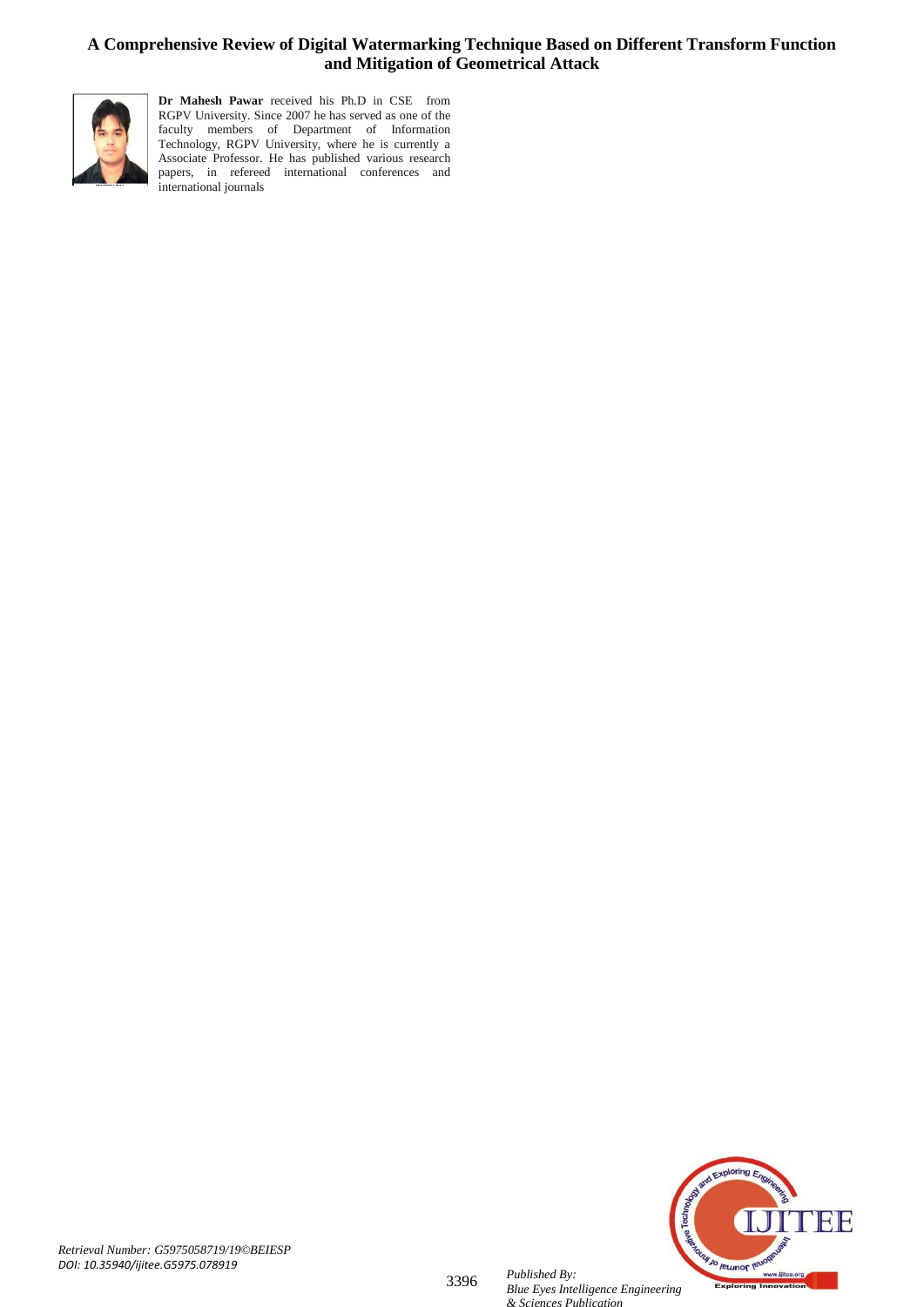**Dr Mahesh Pawar** received his Ph.D in CSE from RGPV University. Since 2007 he has served as one of the faculty members of Department of Information Technology, RGPV University, where he is currently a Associate Professor. He has published various research papers, in refereed international conferences and international journals